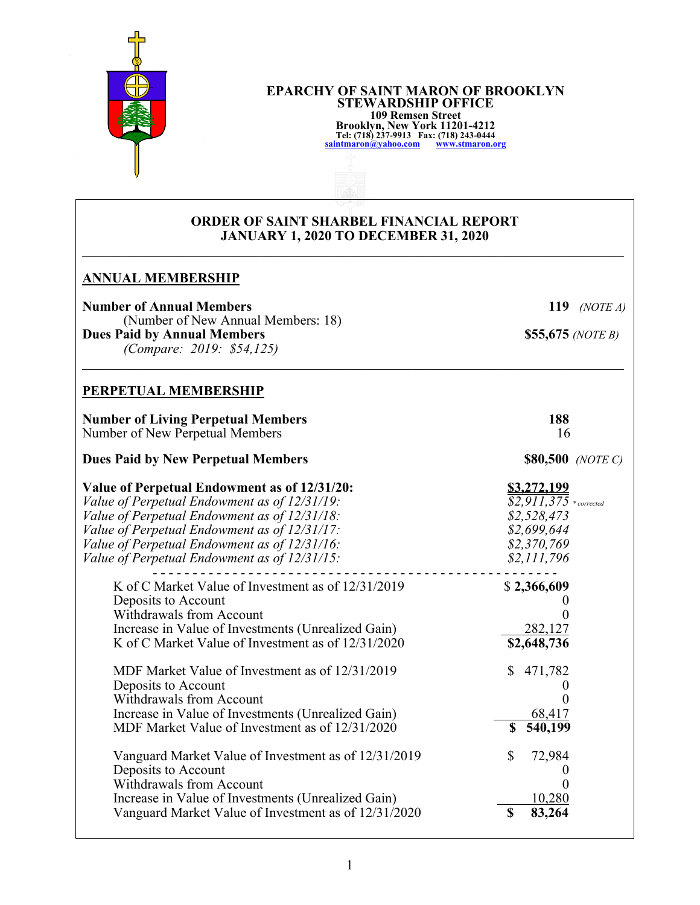**EPARCHY OF SAINT MARON OF BROOKLYN**
**STEWARDSHIP OFFICE**
**109 Remsen Street**
**Brooklyn, New York 11201-4212**
**Tel: (718) 237-9913 Fax: (718) 243-0444**
**saintmaron@yahoo.com www.stmaron.org**

# ORDER OF SAINT SHARBEL FINANCIAL REPORT
## JANUARY 1, 2020 TO DECEMBER 31, 2020

## ANNUAL MEMBERSHIP

| | |
|---|---|
| **Number of Annual Members** | **119** *(NOTE A)* |
| (Number of New Annual Members: 18) | |
| **Dues Paid by Annual Members** | **$55,675** *(NOTE B)* |
| *(Compare: 2019: $54,125)* | |

## PERPETUAL MEMBERSHIP

| | |
|---|---|
| **Number of Living Perpetual Members** | **188** |
| Number of New Perpetual Members | 16 |
| **Dues Paid by New Perpetual Members** | **$80,500** *(NOTE C)* |
| **Value of Perpetual Endowment as of 12/31/20:** | **$3,272,199** |
| *Value of Perpetual Endowment as of 12/31/19:* | *$2,911,375* *\*corrected* |
| *Value of Perpetual Endowment as of 12/31/18:* | *$2,528,473* |
| *Value of Perpetual Endowment as of 12/31/17:* | *$2,699,644* |
| *Value of Perpetual Endowment as of 12/31/16:* | *$2,370,769* |
| *Value of Perpetual Endowment as of 12/31/15:* | *$2,111,796* |

| | |
|---|---|
| K of C Market Value of Investment as of 12/31/2019 | $ **2,366,609** |
| Deposits to Account | 0 |
| Withdrawals from Account | 0 |
| Increase in Value of Investments (Unrealized Gain) | 282,127 |
| K of C Market Value of Investment as of 12/31/2020 | **$2,648,736** |

| | |
|---|---|
| MDF Market Value of Investment as of 12/31/2019 | $ 471,782 |
| Deposits to Account | 0 |
| Withdrawals from Account | 0 |
| Increase in Value of Investments (Unrealized Gain) | 68,417 |
| MDF Market Value of Investment as of 12/31/2020 | **$ 540,199** |

| | |
|---|---|
| Vanguard Market Value of Investment as of 12/31/2019 | $ 72,984 |
| Deposits to Account | 0 |
| Withdrawals from Account | 0 |
| Increase in Value of Investments (Unrealized Gain) | 10,280 |
| Vanguard Market Value of Investment as of 12/31/2020 | **$ 83,264** |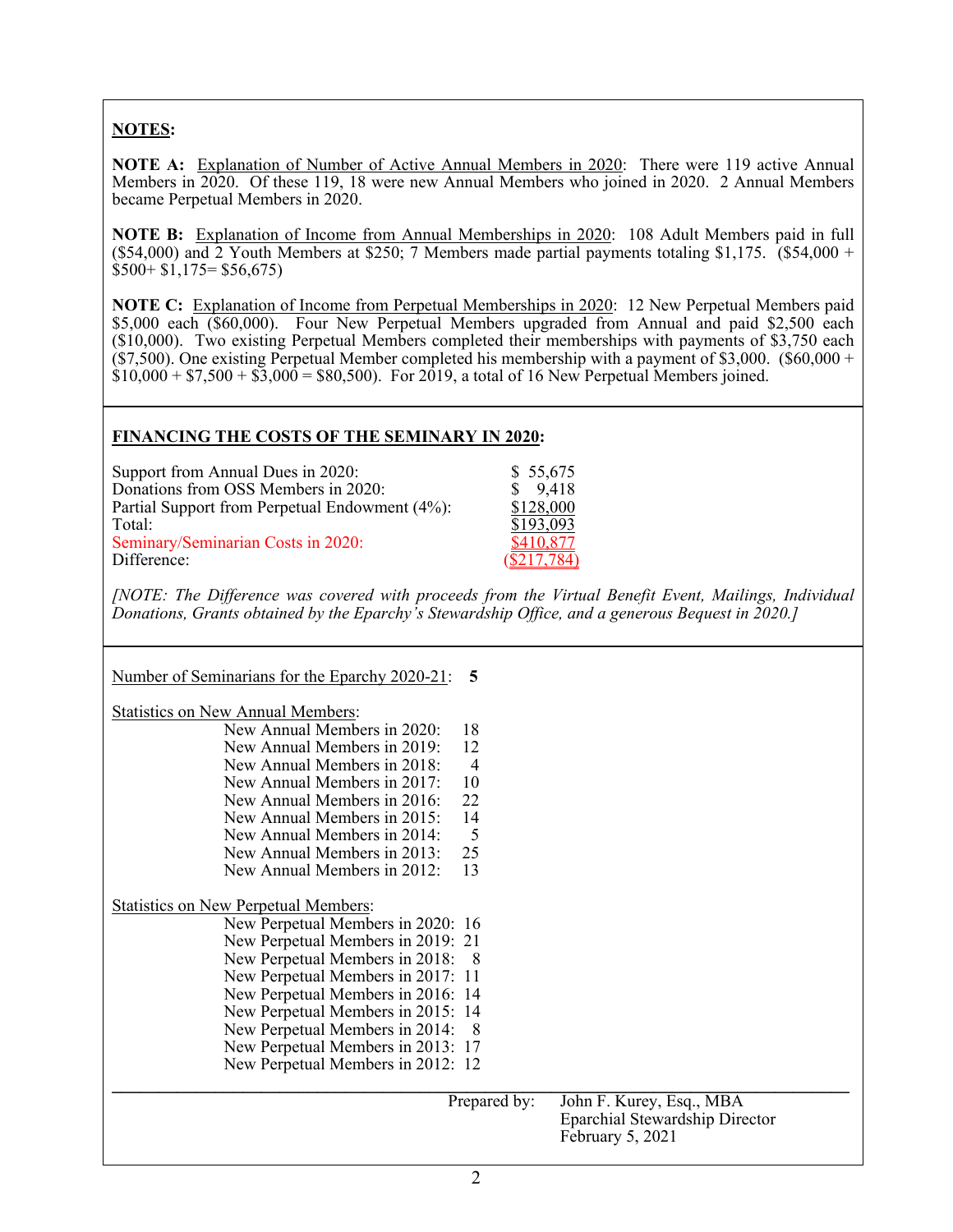**NOTES:**

**NOTE A:** Explanation of Number of Active Annual Members in 2020: There were 119 active Annual Members in 2020. Of these 119, 18 were new Annual Members who joined in 2020. 2 Annual Members became Perpetual Members in 2020.

**NOTE B:** Explanation of Income from Annual Memberships in 2020: 108 Adult Members paid in full ($54,000) and 2 Youth Members at $250; 7 Members made partial payments totaling $1,175. ($54,000 + $500+ $1,175= $56,675)

**NOTE C:** Explanation of Income from Perpetual Memberships in 2020: 12 New Perpetual Members paid $5,000 each ($60,000). Four New Perpetual Members upgraded from Annual and paid $2,500 each ($10,000). Two existing Perpetual Members completed their memberships with payments of $3,750 each ($7,500). One existing Perpetual Member completed his membership with a payment of $3,000. ($60,000 + $10,000 + $7,500 + $3,000 = $80,500). For 2019, a total of 16 New Perpetual Members joined.

**FINANCING THE COSTS OF THE SEMINARY IN 2020:**

| | |
|---|---|
| Support from Annual Dues in 2020: | $ 55,675 |
| Donations from OSS Members in 2020: | $ 9,418 |
| Partial Support from Perpetual Endowment (4%): | $128,000 |
| Total: | $193,093 |
| Seminary/Seminarian Costs in 2020: | $410,877 |
| Difference: | ($217,784) |

*[NOTE: The Difference was covered with proceeds from the Virtual Benefit Event, Mailings, Individual Donations, Grants obtained by the Eparchy's Stewardship Office, and a generous Bequest in 2020.]*

Number of Seminarians for the Eparchy 2020-21: **5**

Statistics on New Annual Members:

| | |
|---|---|
| New Annual Members in 2020: | 18 |
| New Annual Members in 2019: | 12 |
| New Annual Members in 2018: | 4 |
| New Annual Members in 2017: | 10 |
| New Annual Members in 2016: | 22 |
| New Annual Members in 2015: | 14 |
| New Annual Members in 2014: | 5 |
| New Annual Members in 2013: | 25 |
| New Annual Members in 2012: | 13 |

Statistics on New Perpetual Members:

| | |
|---|---|
| New Perpetual Members in 2020: | 16 |
| New Perpetual Members in 2019: | 21 |
| New Perpetual Members in 2018: | 8 |
| New Perpetual Members in 2017: | 11 |
| New Perpetual Members in 2016: | 14 |
| New Perpetual Members in 2015: | 14 |
| New Perpetual Members in 2014: | 8 |
| New Perpetual Members in 2013: | 17 |
| New Perpetual Members in 2012: | 12 |

Prepared by: John F. Kurey, Esq., MBA
Eparchial Stewardship Director
February 5, 2021